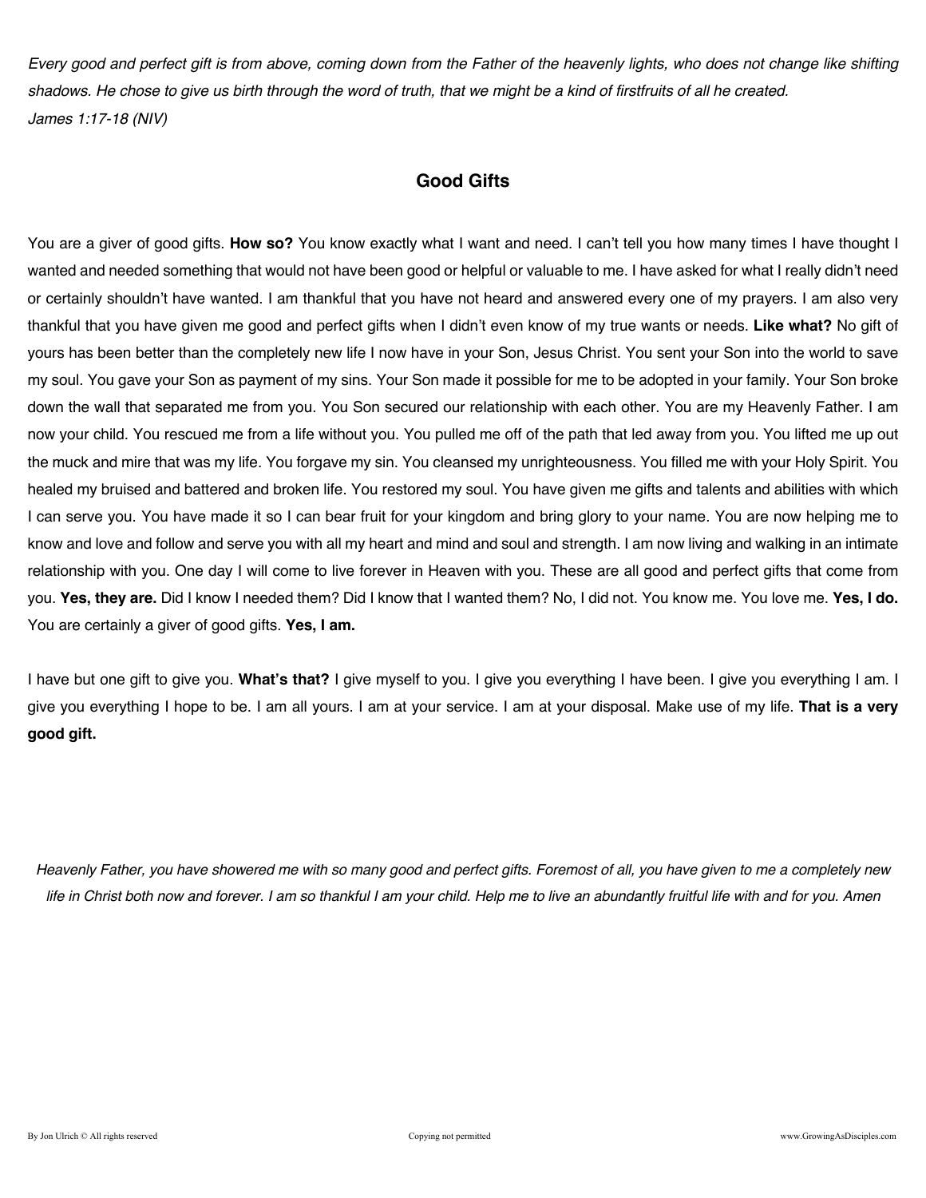*Every good and perfect gift is from above, coming down from the Father of the heavenly lights, who does not change like shifting shadows. He chose to give us birth through the word of truth, that we might be a kind of firstfruits of all he created.*
*James 1:17-18 (NIV)*

## Good Gifts

You are a giver of good gifts. **How so?** You know exactly what I want and need. I can't tell you how many times I have thought I wanted and needed something that would not have been good or helpful or valuable to me. I have asked for what I really didn't need or certainly shouldn't have wanted. I am thankful that you have not heard and answered every one of my prayers. I am also very thankful that you have given me good and perfect gifts when I didn't even know of my true wants or needs. **Like what?** No gift of yours has been better than the completely new life I now have in your Son, Jesus Christ. You sent your Son into the world to save my soul. You gave your Son as payment of my sins. Your Son made it possible for me to be adopted in your family. Your Son broke down the wall that separated me from you. You Son secured our relationship with each other. You are my Heavenly Father. I am now your child. You rescued me from a life without you. You pulled me off of the path that led away from you. You lifted me up out the muck and mire that was my life. You forgave my sin. You cleansed my unrighteousness. You filled me with your Holy Spirit. You healed my bruised and battered and broken life. You restored my soul. You have given me gifts and talents and abilities with which I can serve you. You have made it so I can bear fruit for your kingdom and bring glory to your name. You are now helping me to know and love and follow and serve you with all my heart and mind and soul and strength. I am now living and walking in an intimate relationship with you. One day I will come to live forever in Heaven with you. These are all good and perfect gifts that come from you. **Yes, they are.** Did I know I needed them? Did I know that I wanted them? No, I did not. You know me. You love me. **Yes, I do.** You are certainly a giver of good gifts. **Yes, I am.**

I have but one gift to give you. **What's that?** I give myself to you. I give you everything I have been. I give you everything I am. I give you everything I hope to be. I am all yours. I am at your service. I am at your disposal. Make use of my life. **That is a very good gift.**

*Heavenly Father, you have showered me with so many good and perfect gifts. Foremost of all, you have given to me a completely new life in Christ both now and forever. I am so thankful I am your child. Help me to live an abundantly fruitful life with and for you. Amen*

By Jon Ulrich © All rights reserved Copying not permitted www.GrowingAsDisciples.com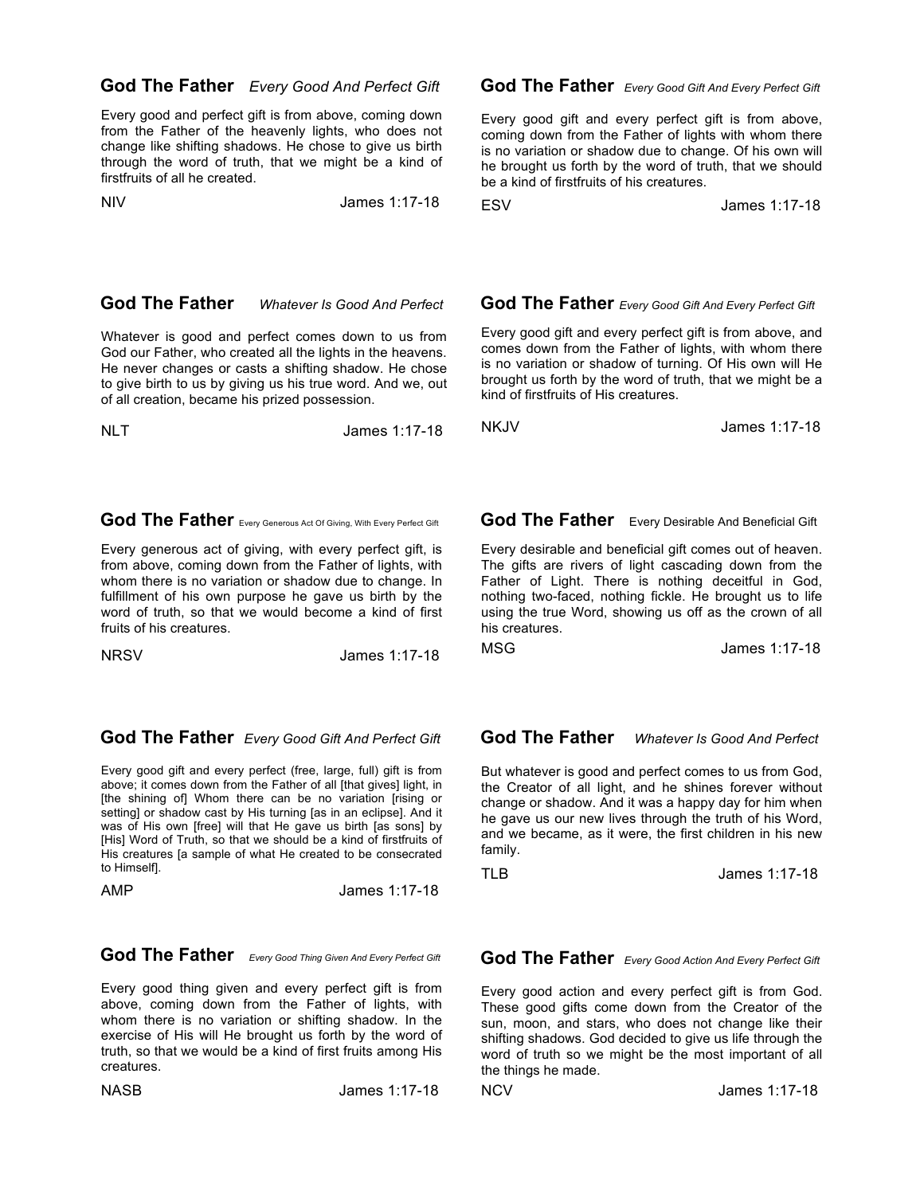## God The Father *Every Good And Perfect Gift*

Every good and perfect gift is from above, coming down from the Father of the heavenly lights, who does not change like shifting shadows. He chose to give us birth through the word of truth, that we might be a kind of firstfruits of all he created.

NIV James 1:17-18

## God The Father *Every Good Gift And Every Perfect Gift*

Every good gift and every perfect gift is from above, coming down from the Father of lights with whom there is no variation or shadow due to change. Of his own will he brought us forth by the word of truth, that we should be a kind of firstfruits of his creatures.

ESV James 1:17-18

## God The Father *Whatever Is Good And Perfect*

Whatever is good and perfect comes down to us from God our Father, who created all the lights in the heavens. He never changes or casts a shifting shadow. He chose to give birth to us by giving us his true word. And we, out of all creation, became his prized possession.

NLT James 1:17-18

## God The Father *Every Good Gift And Every Perfect Gift*

Every good gift and every perfect gift is from above, and comes down from the Father of lights, with whom there is no variation or shadow of turning. Of His own will He brought us forth by the word of truth, that we might be a kind of firstfruits of His creatures.

NKJV James 1:17-18

## God The Father Every Generous Act Of Giving, With Every Perfect Gift

Every generous act of giving, with every perfect gift, is from above, coming down from the Father of lights, with whom there is no variation or shadow due to change. In fulfillment of his own purpose he gave us birth by the word of truth, so that we would become a kind of first fruits of his creatures.

NRSV James 1:17-18

## God The Father Every Desirable And Beneficial Gift

Every desirable and beneficial gift comes out of heaven. The gifts are rivers of light cascading down from the Father of Light. There is nothing deceitful in God, nothing two-faced, nothing fickle. He brought us to life using the true Word, showing us off as the crown of all his creatures.

MSG James 1:17-18

## God The Father *Every Good Gift And Perfect Gift*

Every good gift and every perfect (free, large, full) gift is from above; it comes down from the Father of all [that gives] light, in [the shining of] Whom there can be no variation [rising or setting] or shadow cast by His turning [as in an eclipse]. And it was of His own [free] will that He gave us birth [as sons] by [His] Word of Truth, so that we should be a kind of firstfruits of His creatures [a sample of what He created to be consecrated to Himself].

AMP James 1:17-18

## God The Father *Whatever Is Good And Perfect*

But whatever is good and perfect comes to us from God, the Creator of all light, and he shines forever without change or shadow. And it was a happy day for him when he gave us our new lives through the truth of his Word, and we became, as it were, the first children in his new family.

TLB James 1:17-18

## God The Father *Every Good Thing Given And Every Perfect Gift*

Every good thing given and every perfect gift is from above, coming down from the Father of lights, with whom there is no variation or shifting shadow. In the exercise of His will He brought us forth by the word of truth, so that we would be a kind of first fruits among His creatures.

NASB James 1:17-18

## God The Father *Every Good Action And Every Perfect Gift*

Every good action and every perfect gift is from God. These good gifts come down from the Creator of the sun, moon, and stars, who does not change like their shifting shadows. God decided to give us life through the word of truth so we might be the most important of all the things he made.

NCV James 1:17-18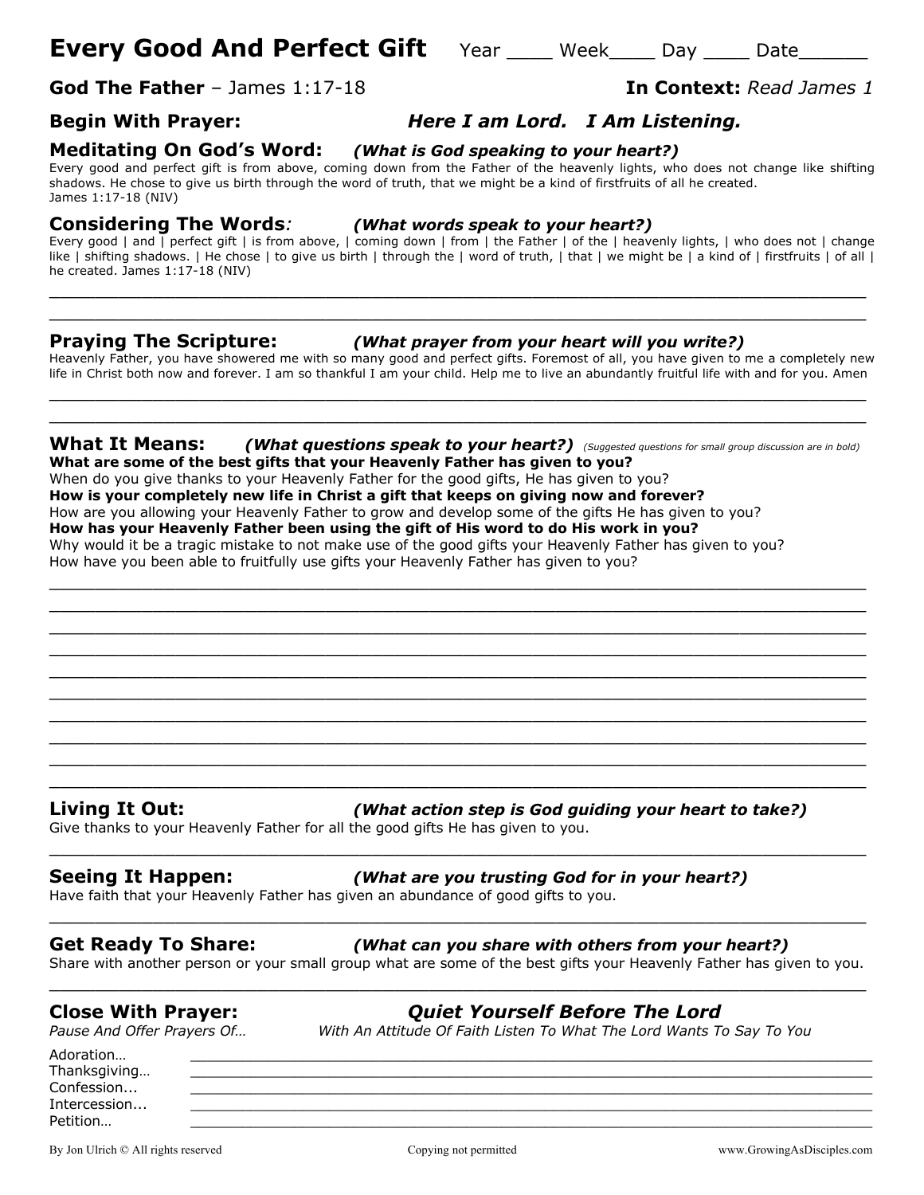# Every Good And Perfect Gift

Year ____ Week____ Day ____ Date______

**God The Father** – James 1:17-18 **In Context:** *Read James 1*

## Begin With Prayer: *Here I am Lord. I Am Listening.*

## Meditating On God's Word: *(What is God speaking to your heart?)*

Every good and perfect gift is from above, coming down from the Father of the heavenly lights, who does not change like shifting shadows. He chose to give us birth through the word of truth, that we might be a kind of firstfruits of all he created.
James 1:17-18 (NIV)

## Considering The Words: *(What words speak to your heart?)*

Every good | and | perfect gift | is from above, | coming down | from | the Father | of the | heavenly lights, | who does not | change like | shifting shadows. | He chose | to give us birth | through the | word of truth, | that | we might be | a kind of | firstfruits | of all | he created. James 1:17-18 (NIV)

______________________________________________________________________________

______________________________________________________________________________

## Praying The Scripture: *(What prayer from your heart will you write?)*

Heavenly Father, you have showered me with so many good and perfect gifts. Foremost of all, you have given to me a completely new life in Christ both now and forever. I am so thankful I am your child. Help me to live an abundantly fruitful life with and for you. Amen

______________________________________________________________________________

______________________________________________________________________________

## What It Means: *(What questions speak to your heart?)* *(Suggested questions for small group discussion are in bold)*

**What are some of the best gifts that your Heavenly Father has given to you?**
When do you give thanks to your Heavenly Father for the good gifts, He has given to you?
**How is your completely new life in Christ a gift that keeps on giving now and forever?**
How are you allowing your Heavenly Father to grow and develop some of the gifts He has given to you?
**How has your Heavenly Father been using the gift of His word to do His work in you?**
Why would it be a tragic mistake to not make use of the good gifts your Heavenly Father has given to you?
How have you been able to fruitfully use gifts your Heavenly Father has given to you?

______________________________________________________________________________

______________________________________________________________________________

______________________________________________________________________________

______________________________________________________________________________

______________________________________________________________________________

______________________________________________________________________________

______________________________________________________________________________

______________________________________________________________________________

______________________________________________________________________________

______________________________________________________________________________

## Living It Out: *(What action step is God guiding your heart to take?)*

Give thanks to your Heavenly Father for all the good gifts He has given to you.

______________________________________________________________________________

## Seeing It Happen: *(What are you trusting God for in your heart?)*

Have faith that your Heavenly Father has given an abundance of good gifts to you.

______________________________________________________________________________

## Get Ready To Share: *(What can you share with others from your heart?)*

Share with another person or your small group what are some of the best gifts your Heavenly Father has given to you.

______________________________________________________________________________

## Close With Prayer: *Quiet Yourself Before The Lord*

*Pause And Offer Prayers Of…* *With An Attitude Of Faith Listen To What The Lord Wants To Say To You*

Adoration… ______________________________________________________________

Thanksgiving… ____________________________________________________________

Confession... ______________________________________________________________

Intercession... _____________________________________________________________

Petition… ________________________________________________________________

By Jon Ulrich © All rights reserved Copying not permitted www.GrowingAsDisciples.com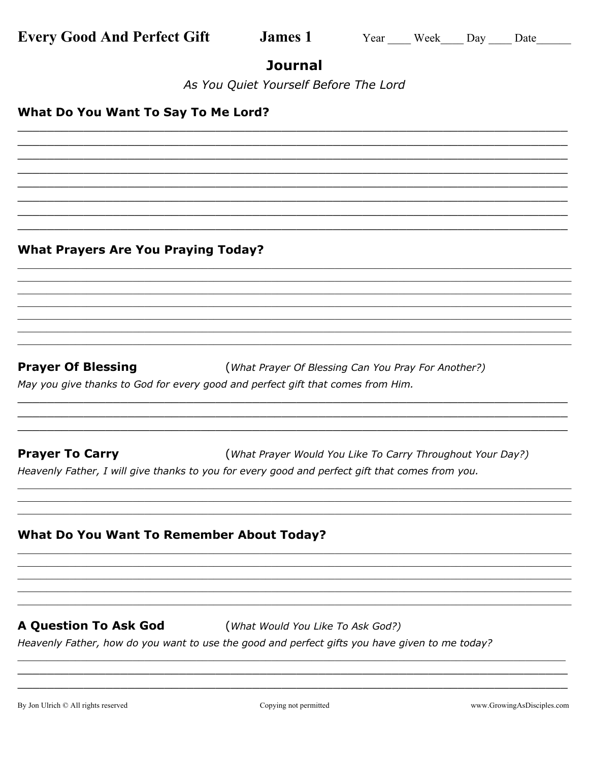**Every Good And Perfect Gift** **James 1** Year ____ Week____ Day ____ Date______

## Journal

*As You Quiet Yourself Before The Lord*

### What Do You Want To Say To Me Lord?

________________________________________________________________________________
________________________________________________________________________________
________________________________________________________________________________
________________________________________________________________________________
________________________________________________________________________________
________________________________________________________________________________
________________________________________________________________________________
________________________________________________________________________________

### What Prayers Are You Praying Today?

________________________________________________________________________________
________________________________________________________________________________
________________________________________________________________________________
________________________________________________________________________________
________________________________________________________________________________
________________________________________________________________________________
________________________________________________________________________________

### Prayer Of Blessing

(*What Prayer Of Blessing Can You Pray For Another?)*

*May you give thanks to God for every good and perfect gift that comes from Him.*

________________________________________________________________________________
________________________________________________________________________________
________________________________________________________________________________

### Prayer To Carry

(*What Prayer Would You Like To Carry Throughout Your Day?)*

*Heavenly Father, I will give thanks to you for every good and perfect gift that comes from you.*

________________________________________________________________________________
________________________________________________________________________________
________________________________________________________________________________

### What Do You Want To Remember About Today?

________________________________________________________________________________
________________________________________________________________________________
________________________________________________________________________________
________________________________________________________________________________
________________________________________________________________________________

### A Question To Ask God

(*What Would You Like To Ask God?)*

*Heavenly Father, how do you want to use the good and perfect gifts you have given to me today?*

________________________________________________________________________________
________________________________________________________________________________
________________________________________________________________________________

By Jon Ulrich © All rights reserved Copying not permitted www.GrowingAsDisciples.com